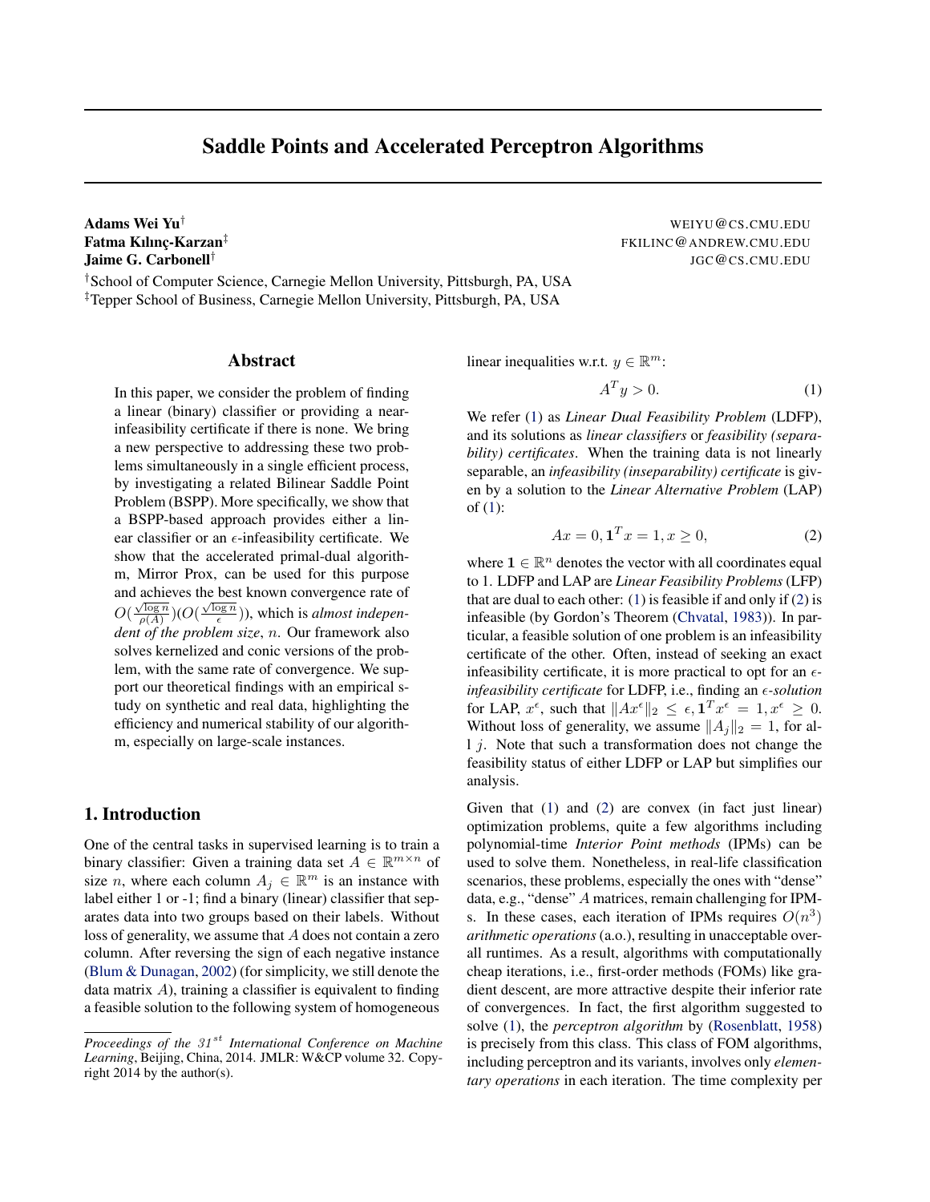# Saddle Points and Accelerated Perceptron Algorithms

**Adams Wei Yu**[†] WEIYU@CS.CMU.EDU
**Fatma Kılınç-Karzan**[‡] FKILINC@ANDREW.CMU.EDU
**Jaime G. Carbonell**[†] JGC@CS.CMU.EDU

[†]School of Computer Science, Carnegie Mellon University, Pittsburgh, PA, USA
[‡]Tepper School of Business, Carnegie Mellon University, Pittsburgh, PA, USA

## Abstract

In this paper, we consider the problem of finding a linear (binary) classifier or providing a near-infeasibility certificate if there is none. We bring a new perspective to addressing these two problems simultaneously in a single efficient process, by investigating a related Bilinear Saddle Point Problem (BSPP). More specifically, we show that a BSPP-based approach provides either a linear classifier or an $\epsilon$-infeasibility certificate. We show that the accelerated primal-dual algorithm, Mirror Prox, can be used for this purpose and achieves the best known convergence rate of $O(\frac{\sqrt{\log n}}{\rho(A)})(O(\frac{\sqrt{\log n}}{\epsilon}))$, which is *almost independent of the problem size*, $n$. Our framework also solves kernelized and conic versions of the problem, with the same rate of convergence. We support our theoretical findings with an empirical study on synthetic and real data, highlighting the efficiency and numerical stability of our algorithm, especially on large-scale instances.

## 1. Introduction

One of the central tasks in supervised learning is to train a binary classifier: Given a training data set $A \in \mathbb{R}^{m \times n}$ of size $n$, where each column $A_j \in \mathbb{R}^m$ is an instance with label either 1 or -1; find a binary (linear) classifier that separates data into two groups based on their labels. Without loss of generality, we assume that $A$ does not contain a zero column. After reversing the sign of each negative instance (Blum & Dunagan, 2002) (for simplicity, we still denote the data matrix $A$), training a classifier is equivalent to finding a feasible solution to the following system of homogeneous linear inequalities w.r.t. $y \in \mathbb{R}^m$:

$$A^T y > 0. \tag{1}$$

We refer (1) as *Linear Dual Feasibility Problem* (LDFP), and its solutions as *linear classifiers* or *feasibility (separability) certificates*. When the training data is not linearly separable, an *infeasibility (inseparability) certificate* is given by a solution to the *Linear Alternative Problem* (LAP) of (1):

$$Ax = 0, \mathbf{1}^T x = 1, x \geq 0, \tag{2}$$

where $\mathbf{1} \in \mathbb{R}^n$ denotes the vector with all coordinates equal to 1. LDFP and LAP are *Linear Feasibility Problems* (LFP) that are dual to each other: (1) is feasible if and only if (2) is infeasible (by Gordon's Theorem (Chvatal, 1983)). In particular, a feasible solution of one problem is an infeasibility certificate of the other. Often, instead of seeking an exact infeasibility certificate, it is more practical to opt for an $\epsilon$-*infeasibility certificate* for LDFP, i.e., finding an $\epsilon$-*solution* for LAP, $x^\epsilon$, such that $\|Ax^\epsilon\|_2 \leq \epsilon, \mathbf{1}^T x^\epsilon = 1, x^\epsilon \geq 0$. Without loss of generality, we assume $\|A_j\|_2 = 1$, for all $j$. Note that such a transformation does not change the feasibility status of either LDFP or LAP but simplifies our analysis.

Given that (1) and (2) are convex (in fact just linear) optimization problems, quite a few algorithms including polynomial-time *Interior Point methods* (IPMs) can be used to solve them. Nonetheless, in real-life classification scenarios, these problems, especially the ones with "dense" data, e.g., "dense" $A$ matrices, remain challenging for IPMs. In these cases, each iteration of IPMs requires $O(n^3)$ *arithmetic operations* (a.o.), resulting in unacceptable overall runtimes. As a result, algorithms with computationally cheap iterations, i.e., first-order methods (FOMs) like gradient descent, are more attractive despite their inferior rate of convergences. In fact, the first algorithm suggested to solve (1), the *perceptron algorithm* by (Rosenblatt, 1958) is precisely from this class. This class of FOM algorithms, including perceptron and its variants, involves only *elementary operations* in each iteration. The time complexity per

*Proceedings of the 31*[st] *International Conference on Machine Learning*, Beijing, China, 2014. JMLR: W&CP volume 32. Copyright 2014 by the author(s).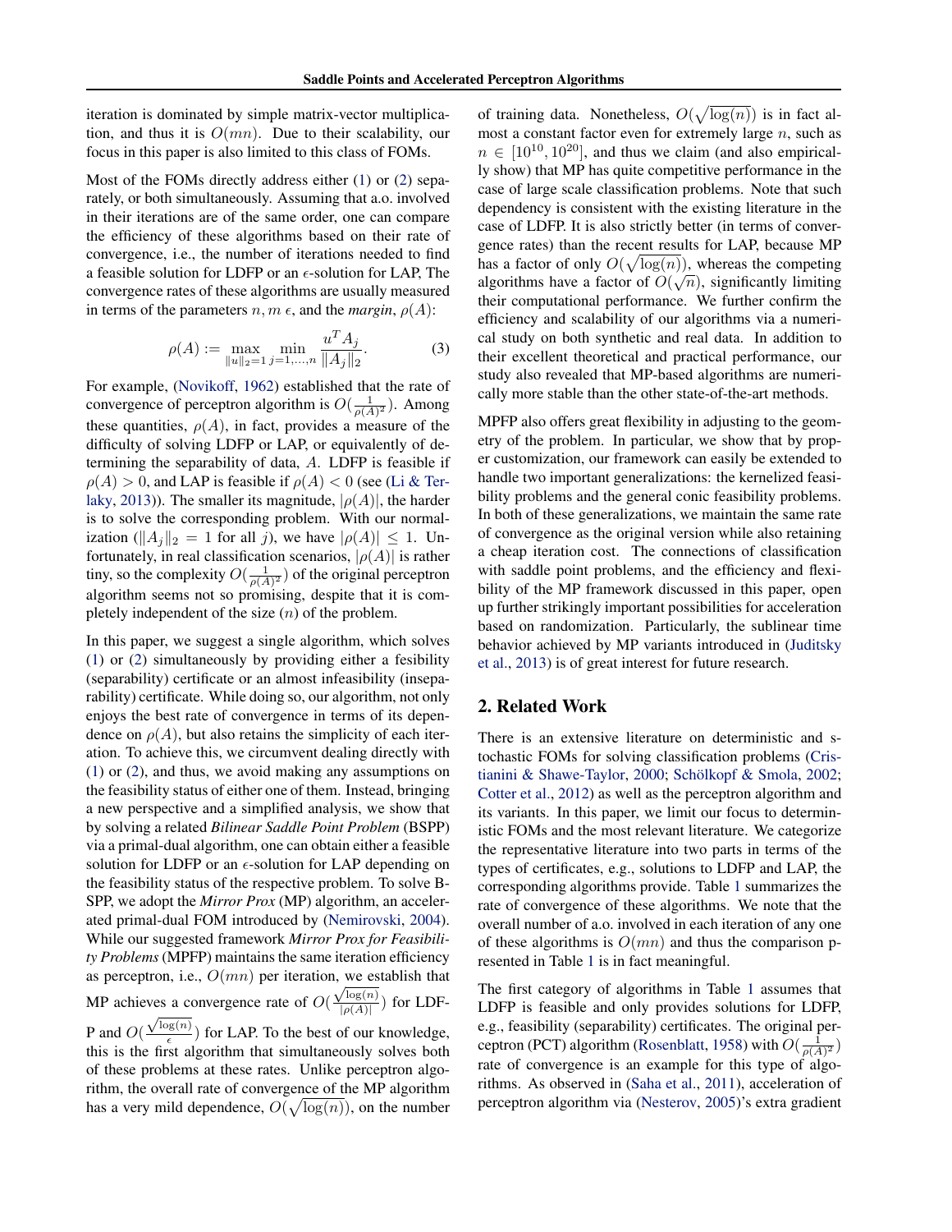iteration is dominated by simple matrix-vector multiplication, and thus it is $O(mn)$. Due to their scalability, our focus in this paper is also limited to this class of FOMs.

Most of the FOMs directly address either (1) or (2) separately, or both simultaneously. Assuming that a.o. involved in their iterations are of the same order, one can compare the efficiency of these algorithms based on their rate of convergence, i.e., the number of iterations needed to find a feasible solution for LDFP or an $\epsilon$-solution for LAP, The convergence rates of these algorithms are usually measured in terms of the parameters $n, m$ $\epsilon$, and the *margin*, $\rho(A)$:

$$\rho(A) := \max_{\|u\|_2=1} \min_{j=1,\ldots,n} \frac{u^T A_j}{\|A_j\|_2}. \quad (3)$$

For example, (Novikoff, 1962) established that the rate of convergence of perceptron algorithm is $O(\frac{1}{\rho(A)^2})$. Among these quantities, $\rho(A)$, in fact, provides a measure of the difficulty of solving LDFP or LAP, or equivalently of determining the separability of data, $A$. LDFP is feasible if $\rho(A) > 0$, and LAP is feasible if $\rho(A) < 0$ (see (Li & Terlaky, 2013)). The smaller its magnitude, $|\rho(A)|$, the harder is to solve the corresponding problem. With our normalization ($\|A_j\|_2 = 1$ for all $j$), we have $|\rho(A)| \leq 1$. Unfortunately, in real classification scenarios, $|\rho(A)|$ is rather tiny, so the complexity $O(\frac{1}{\rho(A)^2})$ of the original perceptron algorithm seems not so promising, despite that it is completely independent of the size ($n$) of the problem.

In this paper, we suggest a single algorithm, which solves (1) or (2) simultaneously by providing either a fesibility (separability) certificate or an almost infeasibility (inseparability) certificate. While doing so, our algorithm, not only enjoys the best rate of convergence in terms of its dependence on $\rho(A)$, but also retains the simplicity of each iteration. To achieve this, we circumvent dealing directly with (1) or (2), and thus, we avoid making any assumptions on the feasibility status of either one of them. Instead, bringing a new perspective and a simplified analysis, we show that by solving a related *Bilinear Saddle Point Problem* (BSPP) via a primal-dual algorithm, one can obtain either a feasible solution for LDFP or an $\epsilon$-solution for LAP depending on the feasibility status of the respective problem. To solve BSPP, we adopt the *Mirror Prox* (MP) algorithm, an accelerated primal-dual FOM introduced by (Nemirovski, 2004). While our suggested framework *Mirror Prox for Feasibility Problems* (MPFP) maintains the same iteration efficiency as perceptron, i.e., $O(mn)$ per iteration, we establish that MP achieves a convergence rate of $O(\frac{\sqrt{\log(n)}}{|\rho(A)|})$ for LDFP and $O(\frac{\sqrt{\log(n)}}{\epsilon})$ for LAP. To the best of our knowledge, this is the first algorithm that simultaneously solves both of these problems at these rates. Unlike perceptron algorithm, the overall rate of convergence of the MP algorithm has a very mild dependence, $O(\sqrt{\log(n)})$, on the number of training data. Nonetheless, $O(\sqrt{\log(n)})$ is in fact almost a constant factor even for extremely large $n$, such as $n \in [10^{10}, 10^{20}]$, and thus we claim (and also empirically show) that MP has quite competitive performance in the case of large scale classification problems. Note that such dependency is consistent with the existing literature in the case of LDFP. It is also strictly better (in terms of convergence rates) than the recent results for LAP, because MP has a factor of only $O(\sqrt{\log(n)})$, whereas the competing algorithms have a factor of $O(\sqrt{n})$, significantly limiting their computational performance. We further confirm the efficiency and scalability of our algorithms via a numerical study on both synthetic and real data. In addition to their excellent theoretical and practical performance, our study also revealed that MP-based algorithms are numerically more stable than the other state-of-the-art methods.

MPFP also offers great flexibility in adjusting to the geometry of the problem. In particular, we show that by proper customization, our framework can easily be extended to handle two important generalizations: the kernelized feasibility problems and the general conic feasibility problems. In both of these generalizations, we maintain the same rate of convergence as the original version while also retaining a cheap iteration cost. The connections of classification with saddle point problems, and the efficiency and flexibility of the MP framework discussed in this paper, open up further strikingly important possibilities for acceleration based on randomization. Particularly, the sublinear time behavior achieved by MP variants introduced in (Juditsky et al., 2013) is of great interest for future research.

## 2. Related Work

There is an extensive literature on deterministic and stochastic FOMs for solving classification problems (Cristianini & Shawe-Taylor, 2000; Schölkopf & Smola, 2002; Cotter et al., 2012) as well as the perceptron algorithm and its variants. In this paper, we limit our focus to deterministic FOMs and the most relevant literature. We categorize the representative literature into two parts in terms of the types of certificates, e.g., solutions to LDFP and LAP, the corresponding algorithms provide. Table 1 summarizes the rate of convergence of these algorithms. We note that the overall number of a.o. involved in each iteration of any one of these algorithms is $O(mn)$ and thus the comparison presented in Table 1 is in fact meaningful.

The first category of algorithms in Table 1 assumes that LDFP is feasible and only provides solutions for LDFP, e.g., feasibility (separability) certificates. The original perceptron (PCT) algorithm (Rosenblatt, 1958) with $O(\frac{1}{\rho(A)^2})$ rate of convergence is an example for this type of algorithms. As observed in (Saha et al., 2011), acceleration of perceptron algorithm via (Nesterov, 2005)'s extra gradient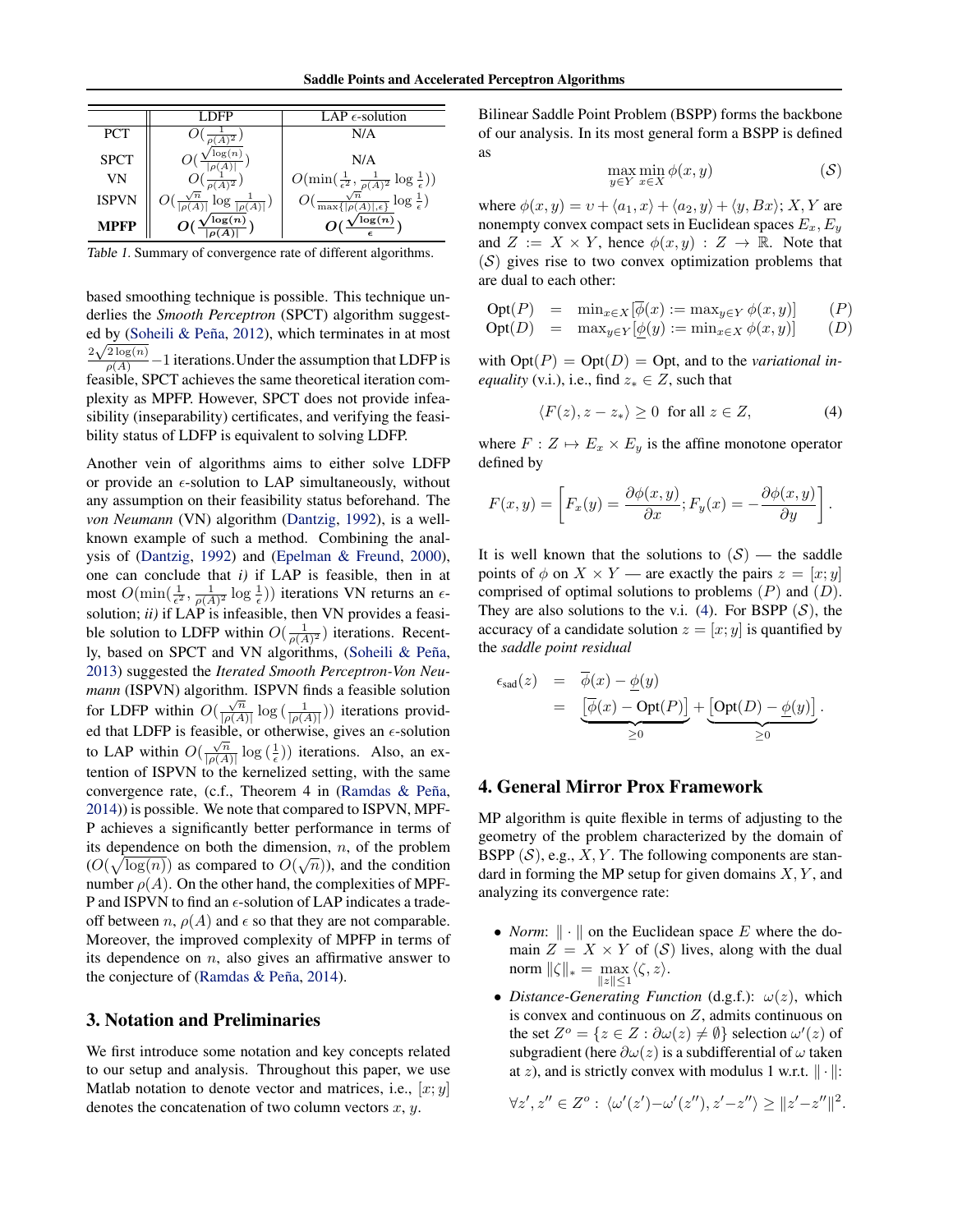| | LDFP | LAP $\epsilon$-solution |
|---|---|---|
| PCT | $O(\frac{1}{\rho(A)^2})$ | N/A |
| SPCT | $O(\frac{\sqrt{\log(n)}}{\lvert\rho(A)\rvert})$ | N/A |
| VN | $O(\frac{1}{\rho(A)^2})$ | $O(\min(\frac{1}{\epsilon^2}, \frac{1}{\rho(A)^2}\log\frac{1}{\epsilon}))$ |
| ISPVN | $O(\frac{\sqrt{n}}{\lvert\rho(A)\rvert}\log\frac{1}{\lvert\rho(A)\rvert})$ | $O(\frac{\sqrt{n}}{\max\{\lvert\rho(A)\rvert,\epsilon\}}\log\frac{1}{\epsilon})$ |
| **MPFP** | $\boldsymbol{O(\frac{\sqrt{\log(n)}}{\lvert\rho(A)\rvert})}$ | $\boldsymbol{O(\frac{\sqrt{\log(n)}}{\epsilon})}$ |

*Table 1.* Summary of convergence rate of different algorithms.

based smoothing technique is possible. This technique underlies the *Smooth Perceptron* (SPCT) algorithm suggested by (Soheili & Peña, 2012), which terminates in at most $\frac{2\sqrt{2\log(n)}}{\rho(A)}-1$ iterations. Under the assumption that LDFP is feasible, SPCT achieves the same theoretical iteration complexity as MPFP. However, SPCT does not provide infeasibility (inseparability) certificates, and verifying the feasibility status of LDFP is equivalent to solving LDFP.

Another vein of algorithms aims to either solve LDFP or provide an $\epsilon$-solution to LAP simultaneously, without any assumption on their feasibility status beforehand. The *von Neumann* (VN) algorithm (Dantzig, 1992), is a well-known example of such a method. Combining the analysis of (Dantzig, 1992) and (Epelman & Freund, 2000), one can conclude that *i)* if LAP is feasible, then in at most $O(\min(\frac{1}{\epsilon^2}, \frac{1}{\rho(A)^2}\log\frac{1}{\epsilon}))$ iterations VN returns an $\epsilon$-solution; *ii)* if LAP is infeasible, then VN provides a feasible solution to LDFP within $O(\frac{1}{\rho(A)^2})$ iterations. Recently, based on SPCT and VN algorithms, (Soheili & Peña, 2013) suggested the *Iterated Smooth Perceptron-Von Neumann* (ISPVN) algorithm. ISPVN finds a feasible solution for LDFP within $O(\frac{\sqrt{n}}{\lvert\rho(A)\rvert}\log(\frac{1}{\lvert\rho(A)\rvert}))$ iterations provided that LDFP is feasible, or otherwise, gives an $\epsilon$-solution to LAP within $O(\frac{\sqrt{n}}{\lvert\rho(A)\rvert}\log(\frac{1}{\epsilon}))$ iterations. Also, an extension of ISPVN to the kernelized setting, with the same convergence rate, (c.f., Theorem 4 in (Ramdas & Peña, 2014)) is possible. We note that compared to ISPVN, MPFP achieves a significantly better performance in terms of its dependence on both the dimension, $n$, of the problem ($O(\sqrt{\log(n)})$ as compared to $O(\sqrt{n})$), and the condition number $\rho(A)$. On the other hand, the complexities of MPFP and ISPVN to find an $\epsilon$-solution of LAP indicates a tradeoff between $n$, $\rho(A)$ and $\epsilon$ so that they are not comparable. Moreover, the improved complexity of MPFP in terms of its dependence on $n$, also gives an affirmative answer to the conjecture of (Ramdas & Peña, 2014).

## 3. Notation and Preliminaries

We first introduce some notation and key concepts related to our setup and analysis. Throughout this paper, we use Matlab notation to denote vector and matrices, i.e., $[x; y]$ denotes the concatenation of two column vectors $x$, $y$.

Bilinear Saddle Point Problem (BSPP) forms the backbone of our analysis. In its most general form a BSPP is defined as

$$\max_{y\in Y}\min_{x\in X}\phi(x,y) \qquad (\mathcal{S})$$

where $\phi(x,y) = \upsilon + \langle a_1, x\rangle + \langle a_2, y\rangle + \langle y, Bx\rangle$; $X, Y$ are nonempty convex compact sets in Euclidean spaces $E_x, E_y$ and $Z := X \times Y$, hence $\phi(x,y) : Z \to \mathbb{R}$. Note that $(\mathcal{S})$ gives rise to two convex optimization problems that are dual to each other:

$$\begin{array}{lclr} \mathrm{Opt}(P) & = & \min_{x\in X}[\overline{\phi}(x) := \max_{y\in Y}\phi(x,y)] & (P) \\ \mathrm{Opt}(D) & = & \max_{y\in Y}[\underline{\phi}(y) := \min_{x\in X}\phi(x,y)] & (D) \end{array}$$

with $\mathrm{Opt}(P) = \mathrm{Opt}(D) = \mathrm{Opt}$, and to the *variational inequality* (v.i.), i.e., find $z_* \in Z$, such that

$$\langle F(z), z - z_*\rangle \geq 0 \ \text{ for all } z \in Z, \qquad (4)$$

where $F : Z \mapsto E_x \times E_y$ is the affine monotone operator defined by

$$F(x,y) = \left[F_x(y) = \frac{\partial\phi(x,y)}{\partial x}; F_y(x) = -\frac{\partial\phi(x,y)}{\partial y}\right].$$

It is well known that the solutions to $(\mathcal{S})$ — the saddle points of $\phi$ on $X \times Y$ — are exactly the pairs $z = [x; y]$ comprised of optimal solutions to problems $(P)$ and $(D)$. They are also solutions to the v.i. (4). For BSPP $(\mathcal{S})$, the accuracy of a candidate solution $z = [x; y]$ is quantified by the *saddle point residual*

$$\begin{aligned} \epsilon_{\text{sad}}(z) &= \overline{\phi}(x) - \underline{\phi}(y) \\ &= \underbrace{\left[\overline{\phi}(x) - \mathrm{Opt}(P)\right]}_{\geq 0} + \underbrace{\left[\mathrm{Opt}(D) - \underline{\phi}(y)\right]}_{\geq 0}. \end{aligned}$$

## 4. General Mirror Prox Framework

MP algorithm is quite flexible in terms of adjusting to the geometry of the problem characterized by the domain of BSPP $(\mathcal{S})$, e.g., $X, Y$. The following components are standard in forming the MP setup for given domains $X, Y$, and analyzing its convergence rate:

- *Norm*: $\|\cdot\|$ on the Euclidean space $E$ where the domain $Z = X \times Y$ of $(\mathcal{S})$ lives, along with the dual norm $\|\zeta\|_* = \max_{\|z\|\leq 1}\langle\zeta, z\rangle$.
- *Distance-Generating Function* (d.g.f.): $\omega(z)$, which is convex and continuous on $Z$, admits continuous on the set $Z^o = \{z \in Z : \partial\omega(z) \neq \emptyset\}$ selection $\omega'(z)$ of subgradient (here $\partial\omega(z)$ is a subdifferential of $\omega$ taken at $z$), and is strictly convex with modulus 1 w.r.t. $\|\cdot\|$:

$$\forall z', z'' \in Z^o : \ \langle\omega'(z') - \omega'(z''), z' - z''\rangle \geq \|z' - z''\|^2.$$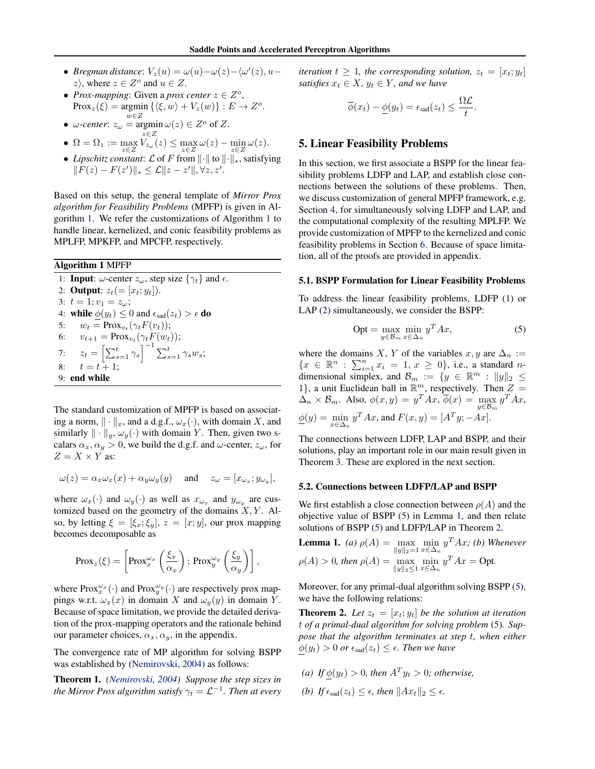- *Bregman distance*: $V_z(u) = \omega(u) - \omega(z) - \langle \omega'(z), u - z \rangle$, where $z \in Z^o$ and $u \in Z$.
- *Prox-mapping*: Given a *prox center* $z \in Z^o$, $\text{Prox}_z(\xi) = \underset{w \in Z}{\text{argmin}} \{\langle \xi, w \rangle + V_z(w)\} : E \to Z^o$.
- *$\omega$-center*: $z_\omega = \underset{z \in Z}{\text{argmin}}\, \omega(z) \in Z^o$ of $Z$.
- $\Omega = \Omega_z := \max_{z \in Z} V_{z_\omega}(z) \le \max_{z \in Z} \omega(z) - \min_{z \in Z} \omega(z)$.
- *Lipschitz constant*: $\mathcal{L}$ of $F$ from $\|\cdot\|$ to $\|\cdot\|_*$, satisfying $\|F(z) - F(z')\|_* \le \mathcal{L}\|z - z'\|, \forall z, z'$.

Based on this setup, the general template of *Mirror Prox algorithm for Feasibility Problems* (MPFP) is given in Algorithm 1. We refer the customizations of Algorithm 1 to handle linear, kernelized, and conic feasibility problems as MPLFP, MPKFP, and MPCFP, respectively.

**Algorithm 1** MPFP

```
1: Input: ω-center z_ω, step size {γ_t} and ε.
2: Output: z_t(= [x_t; y_t]).
3: t = 1; v_1 = z_ω;
4: while φ(y_t) ≤ 0 and ε_sad(z_t) > ε do
5:     w_t = Prox_{v_t}(γ_t F(v_t));
6:     v_{t+1} = Prox_{v_t}(γ_t F(w_t));
7:     z_t = [Σ_{s=1}^t γ_s]^{-1} Σ_{s=1}^t γ_s w_s;
8:     t = t + 1;
9: end while
```

The standard customization of MPFP is based on associating a norm, $\|\cdot\|_x$, and a d.g.f., $\omega_x(\cdot)$, with domain $X$, and similarly $\|\cdot\|_y$, $\omega_y(\cdot)$ with domain $Y$. Then, given two scalars $\alpha_x, \alpha_y > 0$, we build the d.g.f. and $\omega$-center, $z_\omega$, for $Z = X \times Y$ as:

$$\omega(z) = \alpha_x \omega_x(x) + \alpha_y \omega_y(y) \quad \text{and} \quad z_\omega = [x_{\omega_x}; y_{\omega_y}],$$

where $\omega_x(\cdot)$ and $\omega_y(\cdot)$ as well as $x_{\omega_x}$ and $y_{\omega_y}$ are customized based on the geometry of the domains $X, Y$. Also, by letting $\xi = [\xi_x; \xi_y]$, $z = [x; y]$, our prox mapping becomes decomposable as

$$\text{Prox}_z(\xi) = \left[\text{Prox}_x^{\omega_x}\left(\frac{\xi_x}{\alpha_x}\right); \text{Prox}_y^{\omega_y}\left(\frac{\xi_y}{\alpha_y}\right)\right],$$

where $\text{Prox}_x^{\omega_x}(\cdot)$ and $\text{Prox}_y^{\omega_y}(\cdot)$ are respectively prox mappings w.r.t. $\omega_x(x)$ in domain $X$ and $\omega_y(y)$ in domain $Y$. Because of space limitation, we provide the detailed derivation of the prox-mapping operators and the rationale behind our parameter choices, $\alpha_x, \alpha_y$, in the appendix.

The convergence rate of MP algorithm for solving BSPP was established by (Nemirovski, 2004) as follows:

**Theorem 1.** *(Nemirovski, 2004) Suppose the step sizes in the Mirror Prox algorithm satisfy $\gamma_t = \mathcal{L}^{-1}$. Then at every iteration $t \ge 1$, the corresponding solution, $z_t = [x_t; y_t]$ satisfies $x_t \in X$, $y_t \in Y$, and we have*

$$\overline{\phi}(x_t) - \underline{\phi}(y_t) = \epsilon_{\text{sad}}(z_t) \le \frac{\Omega \mathcal{L}}{t}.$$

## 5. Linear Feasibility Problems

In this section, we first associate a BSPP for the linear feasibility problems LDFP and LAP, and establish close connections between the solutions of these problems. Then, we discuss customization of general MPFP framework, e.g. Section 4, for simultaneously solving LDFP and LAP, and the computational complexity of the resulting MPLFP. We provide customization of MPFP to the kernelized and conic feasibility problems in Section 6. Because of space limitation, all of the proofs are provided in appendix.

### 5.1. BSPP Formulation for Linear Feasibility Problems

To address the linear feasibility problems, LDFP (1) or LAP (2) simultaneously, we consider the BSPP:

$$\text{Opt} = \max_{y \in \mathcal{B}_m} \min_{x \in \Delta_n} y^T A x, \tag{5}$$

where the domains $X$, $Y$ of the variables $x, y$ are $\Delta_n := \{x \in \mathbb{R}^n : \sum_{i=1}^n x_i = 1, x \ge 0\}$, i.e., a standard $n$-dimensional simplex, and $\mathcal{B}_m := \{y \in \mathbb{R}^m : \|y\|_2 \le 1\}$, a unit Euclidean ball in $\mathbb{R}^m$, respectively. Then $Z = \Delta_n \times \mathcal{B}_m$. Also, $\phi(x, y) = y^T A x$, $\overline{\phi}(x) = \max_{y \in \mathcal{B}_m} y^T A x$, $\underline{\phi}(y) = \min_{x \in \Delta_n} y^T A x$, and $F(x, y) = [A^T y; -Ax]$.

The connections between LDFP, LAP and BSPP, and their solutions, play an important role in our main result given in Theorem 3. These are explored in the next section.

### 5.2. Connections between LDFP/LAP and BSPP

We first establish a close connection between $\rho(A)$ and the objective value of BSPP (5) in Lemma 1, and then relate solutions of BSPP (5) and LDFP/LAP in Theorem 2.

**Lemma 1.** *(a) $\rho(A) = \max_{\|y\|_2 = 1} \min_{x \in \Delta_n} y^T A x$; (b) Whenever $\rho(A) > 0$, then $\rho(A) = \max_{\|y\|_2 \le 1} \min_{x \in \Delta_n} y^T A x = \text{Opt}$.*

Moreover, for any primal-dual algorithm solving BSPP (5), we have the following relations:

**Theorem 2.** *Let $z_t = [x_t; y_t]$ be the solution at iteration $t$ of a primal-dual algorithm for solving problem (5). Suppose that the algorithm terminates at step $t$, when either $\underline{\phi}(y_t) > 0$ or $\epsilon_{\text{sad}}(z_t) \le \epsilon$. Then we have*

*(a) If $\underline{\phi}(y_t) > 0$, then $A^T y_t > 0$; otherwise,*

*(b) If $\epsilon_{\text{sad}}(z_t) \le \epsilon$, then $\|Ax_t\|_2 \le \epsilon$.*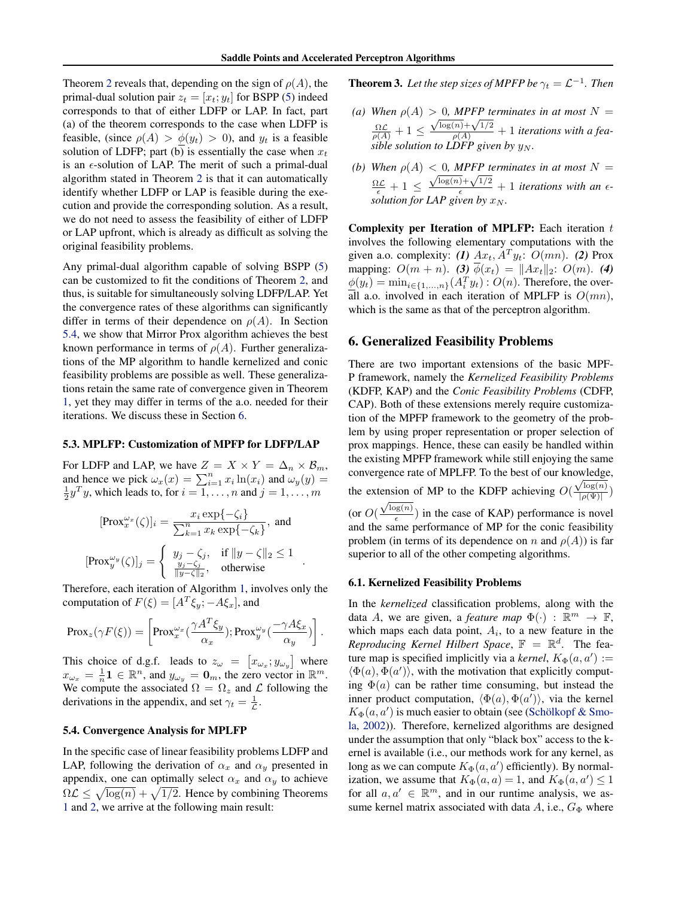Theorem 2 reveals that, depending on the sign of $\rho(A)$, the primal-dual solution pair $z_t = [x_t; y_t]$ for BSPP (5) indeed corresponds to that of either LDFP or LAP. In fact, part (a) of the theorem corresponds to the case when LDFP is feasible, (since $\rho(A) > \underline{\phi}(y_t) > 0$), and $y_t$ is a feasible solution of LDFP; part (b) is essentially the case when $x_t$ is an $\epsilon$-solution of LAP. The merit of such a primal-dual algorithm stated in Theorem 2 is that it can automatically identify whether LDFP or LAP is feasible during the execution and provide the corresponding solution. As a result, we do not need to assess the feasibility of either of LDFP or LAP upfront, which is already as difficult as solving the original feasibility problems.

Any primal-dual algorithm capable of solving BSPP (5) can be customized to fit the conditions of Theorem 2, and thus, is suitable for simultaneously solving LDFP/LAP. Yet the convergence rates of these algorithms can significantly differ in terms of their dependence on $\rho(A)$. In Section 5.4, we show that Mirror Prox algorithm achieves the best known performance in terms of $\rho(A)$. Further generalizations of the MP algorithm to handle kernelized and conic feasibility problems are possible as well. These generalizations retain the same rate of convergence given in Theorem 1, yet they may differ in terms of the a.o. needed for their iterations. We discuss these in Section 6.

### 5.3. MPLFP: Customization of MPFP for LDFP/LAP

For LDFP and LAP, we have $Z = X \times Y = \Delta_n \times \mathcal{B}_m$, and hence we pick $\omega_x(x) = \sum_{i=1}^n x_i \ln(x_i)$ and $\omega_y(y) = \frac{1}{2} y^T y$, which leads to, for $i = 1, \ldots, n$ and $j = 1, \ldots, m$

$$[\mathrm{Prox}_x^{\omega_x}(\zeta)]_i = \frac{x_i \exp\{-\zeta_i\}}{\sum_{k=1}^n x_k \exp\{-\zeta_k\}}, \text{ and}$$

$$[\mathrm{Prox}_y^{\omega_y}(\zeta)]_j = \begin{cases} y_j - \zeta_j, & \text{if } \|y - \zeta\|_2 \leq 1 \\ \frac{y_j - \zeta_j}{\|y - \zeta\|_2}, & \text{otherwise} \end{cases}.$$

Therefore, each iteration of Algorithm 1, involves only the computation of $F(\xi) = [A^T \xi_y; -A\xi_x]$, and

$$\mathrm{Prox}_z(\gamma F(\xi)) = \left[ \mathrm{Prox}_x^{\omega_x}\left(\frac{\gamma A^T \xi_y}{\alpha_x}\right); \mathrm{Prox}_y^{\omega_y}\left(\frac{-\gamma A \xi_x}{\alpha_y}\right) \right].$$

This choice of d.g.f. leads to $z_\omega = \left[x_{\omega_x}; y_{\omega_y}\right]$ where $x_{\omega_x} = \frac{1}{n}\mathbf{1} \in \mathbb{R}^n$, and $y_{\omega_y} = \mathbf{0}_m$, the zero vector in $\mathbb{R}^m$. We compute the associated $\Omega = \Omega_z$ and $\mathcal{L}$ following the derivations in the appendix, and set $\gamma_t = \frac{1}{\mathcal{L}}$.

### 5.4. Convergence Analysis for MPLFP

In the specific case of linear feasibility problems LDFP and LAP, following the derivation of $\alpha_x$ and $\alpha_y$ presented in appendix, one can optimally select $\alpha_x$ and $\alpha_y$ to achieve $\Omega\mathcal{L} \leq \sqrt{\log(n)} + \sqrt{1/2}$. Hence by combining Theorems 1 and 2, we arrive at the following main result:

**Theorem 3.** *Let the step sizes of MPFP be $\gamma_t = \mathcal{L}^{-1}$. Then*

*(a) When $\rho(A) > 0$, MPFP terminates in at most $N = \frac{\Omega\mathcal{L}}{\rho(A)} + 1 \leq \frac{\sqrt{\log(n)} + \sqrt{1/2}}{\rho(A)} + 1$ iterations with a feasible solution to LDFP given by $y_N$.*

*(b) When $\rho(A) < 0$, MPFP terminates in at most $N = \frac{\Omega\mathcal{L}}{\epsilon} + 1 \leq \frac{\sqrt{\log(n)} + \sqrt{1/2}}{\epsilon} + 1$ iterations with an $\epsilon$-solution for LAP given by $x_N$.*

**Complexity per Iteration of MPLFP:** Each iteration $t$ involves the following elementary computations with the given a.o. complexity: ***(1)*** $Ax_t, A^T y_t$: $O(mn)$. ***(2)*** Prox mapping: $O(m+n)$. ***(3)*** $\overline{\phi}(x_t) = \|Ax_t\|_2$: $O(m)$. ***(4)*** $\underline{\phi}(y_t) = \min_{i \in \{1,\ldots,n\}} (A_i^T y_t)$ : $O(n)$. Therefore, the overall a.o. involved in each iteration of MPLFP is $O(mn)$, which is the same as that of the perceptron algorithm.

## 6. Generalized Feasibility Problems

There are two important extensions of the basic MPFP framework, namely the *Kernelized Feasibility Problems* (KDFP, KAP) and the *Conic Feasibility Problems* (CDFP, CAP). Both of these extensions merely require customization of the MPFP framework to the geometry of the problem by using proper representation or proper selection of prox mappings. Hence, these can easily be handled within the existing MPFP framework while still enjoying the same convergence rate of MPLFP. To the best of our knowledge, the extension of MP to the KDFP achieving $O(\frac{\sqrt{\log(n)}}{|\rho(\Psi)|})$ (or $O(\frac{\sqrt{\log(n)}}{\epsilon})$ in the case of KAP) performance is novel and the same performance of MP for the conic feasibility problem (in terms of its dependence on $n$ and $\rho(A)$) is far superior to all of the other competing algorithms.

### 6.1. Kernelized Feasibility Problems

In the *kernelized* classification problems, along with the data $A$, we are given, a *feature map* $\Phi(\cdot) : \mathbb{R}^m \to \mathbb{F}$, which maps each data point, $A_i$, to a new feature in the *Reproducing Kernel Hilbert Space*, $\mathbb{F} = \mathbb{R}^d$. The feature map is specified implicitly via a *kernel*, $K_\Phi(a, a') := \langle \Phi(a), \Phi(a') \rangle$, with the motivation that explicitly computing $\Phi(a)$ can be rather time consuming, but instead the inner product computation, $\langle \Phi(a), \Phi(a') \rangle$, via the kernel $K_\Phi(a, a')$ is much easier to obtain (see (Schölkopf & Smola, 2002)). Therefore, kernelized algorithms are designed under the assumption that only "black box" access to the kernel is available (i.e., our methods work for any kernel, as long as we can compute $K_\Phi(a, a')$ efficiently). By normalization, we assume that $K_\Phi(a, a) = 1$, and $K_\Phi(a, a') \leq 1$ for all $a, a' \in \mathbb{R}^m$, and in our runtime analysis, we assume kernel matrix associated with data $A$, i.e., $G_\Phi$ where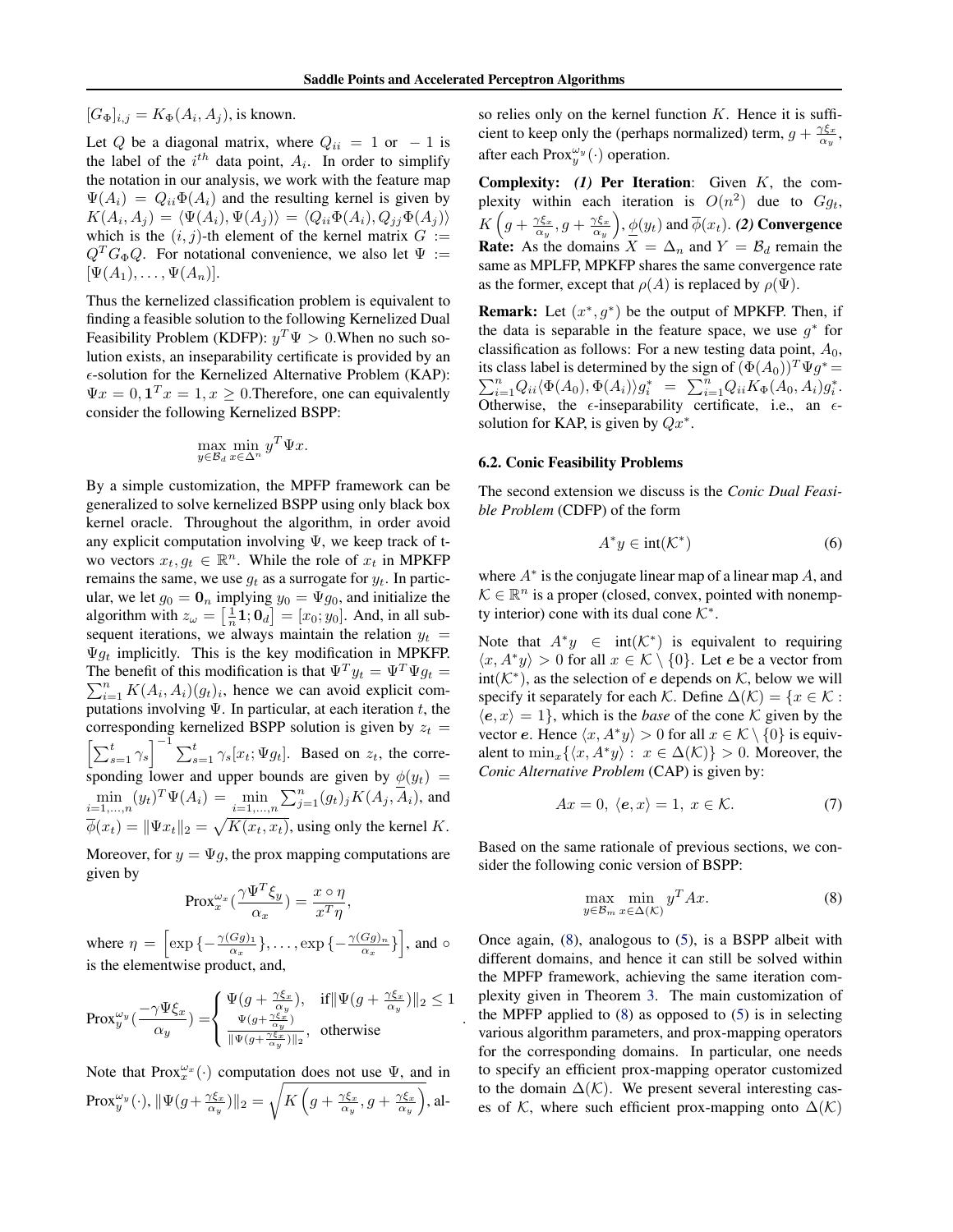$[G_\Phi]_{i,j} = K_\Phi(A_i, A_j)$, is known.

Let $Q$ be a diagonal matrix, where $Q_{ii} = 1$ or $-1$ is the label of the $i^{th}$ data point, $A_i$. In order to simplify the notation in our analysis, we work with the feature map $\Psi(A_i) = Q_{ii}\Phi(A_i)$ and the resulting kernel is given by $K(A_i, A_j) = \langle \Psi(A_i), \Psi(A_j)\rangle = \langle Q_{ii}\Phi(A_i), Q_{jj}\Phi(A_j)\rangle$ which is the $(i,j)$-th element of the kernel matrix $G := Q^T G_\Phi Q$. For notational convenience, we also let $\Psi := [\Psi(A_1), \ldots, \Psi(A_n)]$.

Thus the kernelized classification problem is equivalent to finding a feasible solution to the following Kernelized Dual Feasibility Problem (KDFP): $y^T\Psi > 0$.When no such solution exists, an inseparability certificate is provided by an $\epsilon$-solution for the Kernelized Alternative Problem (KAP): $\Psi x = 0, \mathbf{1}^T x = 1, x \geq 0$.Therefore, one can equivalently consider the following Kernelized BSPP:

$$\max_{y\in\mathcal{B}_d} \min_{x\in\Delta^n} y^T\Psi x.$$

By a simple customization, the MPFP framework can be generalized to solve kernelized BSPP using only black box kernel oracle. Throughout the algorithm, in order avoid any explicit computation involving $\Psi$, we keep track of two vectors $x_t, g_t \in \mathbb{R}^n$. While the role of $x_t$ in MPKFP remains the same, we use $g_t$ as a surrogate for $y_t$. In particular, we let $g_0 = \mathbf{0}_n$ implying $y_0 = \Psi g_0$, and initialize the algorithm with $z_\omega = \left[\frac{1}{n}\mathbf{1}; \mathbf{0}_d\right] = [x_0; y_0]$. And, in all subsequent iterations, we always maintain the relation $y_t = \Psi g_t$ implicitly. This is the key modification in MPKFP. The benefit of this modification is that $\Psi^T y_t = \Psi^T\Psi g_t = \sum_{i=1}^n K(A_i, A_i)(g_t)_i$, hence we can avoid explicit computations involving $\Psi$. In particular, at each iteration $t$, the corresponding kernelized BSPP solution is given by $z_t = \left[\sum_{s=1}^t \gamma_s\right]^{-1} \sum_{s=1}^t \gamma_s[x_t; \Psi g_t]$. Based on $z_t$, the corresponding lower and upper bounds are given by $\underline{\phi}(y_t) = \min_{i=1,\ldots,n} (y_t)^T\Psi(A_i) = \min_{i=1,\ldots,n} \sum_{j=1}^n (g_t)_j K(A_j, A_i)$, and $\overline{\phi}(x_t) = \|\Psi x_t\|_2 = \sqrt{K(x_t, x_t)}$, using only the kernel $K$.

Moreover, for $y = \Psi g$, the prox mapping computations are given by

$$\text{Prox}_x^{\omega_x}\left(\frac{\gamma\Psi^T\xi_y}{\alpha_x}\right) = \frac{x \circ \eta}{x^T\eta},$$

where $\eta = \left[\exp\{-\frac{\gamma(Gg)_1}{\alpha_x}\}, \ldots, \exp\{-\frac{\gamma(Gg)_n}{\alpha_x}\}\right]$, and $\circ$ is the elementwise product, and,

$$\text{Prox}_y^{\omega_y}\left(\frac{-\gamma\Psi\xi_x}{\alpha_y}\right) = \begin{cases} \Psi(g + \frac{\gamma\xi_x}{\alpha_y}), & \text{if}\|\Psi(g + \frac{\gamma\xi_x}{\alpha_y})\|_2 \leq 1 \\ \frac{\Psi(g + \frac{\gamma\xi_x}{\alpha_y})}{\|\Psi(g + \frac{\gamma\xi_x}{\alpha_y})\|_2}, & \text{otherwise} \end{cases}.$$

Note that $\text{Prox}_x^{\omega_x}(\cdot)$ computation does not use $\Psi$, and in $\text{Prox}_y^{\omega_y}(\cdot)$, $\|\Psi(g + \frac{\gamma\xi_x}{\alpha_y})\|_2 = \sqrt{K\left(g + \frac{\gamma\xi_x}{\alpha_y}, g + \frac{\gamma\xi_x}{\alpha_y}\right)}$, also relies only on the kernel function $K$. Hence it is sufficient to keep only the (perhaps normalized) term, $g + \frac{\gamma\xi_x}{\alpha_y}$, after each $\text{Prox}_y^{\omega_y}(\cdot)$ operation.

**Complexity:** ***(1)* Per Iteration**: Given $K$, the complexity within each iteration is $O(n^2)$ due to $Gg_t$, $K\left(g + \frac{\gamma\xi_x}{\alpha_y}, g + \frac{\gamma\xi_x}{\alpha_y}\right)$, $\underline{\phi}(y_t)$ and $\overline{\phi}(x_t)$. ***(2)* Convergence Rate:** As the domains $X = \Delta_n$ and $Y = \mathcal{B}_d$ remain the same as MPLFP, MPKFP shares the same convergence rate as the former, except that $\rho(A)$ is replaced by $\rho(\Psi)$.

**Remark:** Let $(x^*, g^*)$ be the output of MPKFP. Then, if the data is separable in the feature space, we use $g^*$ for classification as follows: For a new testing data point, $A_0$, its class label is determined by the sign of $(\Phi(A_0))^T\Psi g^* = \sum_{i=1}^n Q_{ii}\langle\Phi(A_0), \Phi(A_i)\rangle g_i^* = \sum_{i=1}^n Q_{ii}K_\Phi(A_0, A_i)g_i^*$. Otherwise, the $\epsilon$-inseparability certificate, i.e., an $\epsilon$-solution for KAP, is given by $Qx^*$.

### 6.2. Conic Feasibility Problems

The second extension we discuss is the *Conic Dual Feasible Problem* (CDFP) of the form

$$A^* y \in \text{int}(\mathcal{K}^*) \tag{6}$$

where $A^*$ is the conjugate linear map of a linear map $A$, and $\mathcal{K} \in \mathbb{R}^n$ is a proper (closed, convex, pointed with nonempty interior) cone with its dual cone $\mathcal{K}^*$.

Note that $A^*y \in \text{int}(\mathcal{K}^*)$ is equivalent to requiring $\langle x, A^*y\rangle > 0$ for all $x \in \mathcal{K}\setminus\{0\}$. Let $\boldsymbol{e}$ be a vector from $\text{int}(\mathcal{K}^*)$, as the selection of $\boldsymbol{e}$ depends on $\mathcal{K}$, below we will specify it separately for each $\mathcal{K}$. Define $\Delta(\mathcal{K}) = \{x \in \mathcal{K} : \langle \boldsymbol{e}, x\rangle = 1\}$, which is the *base* of the cone $\mathcal{K}$ given by the vector $\boldsymbol{e}$. Hence $\langle x, A^*y\rangle > 0$ for all $x \in \mathcal{K}\setminus\{0\}$ is equivalent to $\min_x\{\langle x, A^*y\rangle : x \in \Delta(\mathcal{K})\} > 0$. Moreover, the *Conic Alternative Problem* (CAP) is given by:

$$Ax = 0,\ \langle \boldsymbol{e}, x\rangle = 1,\ x \in \mathcal{K}. \tag{7}$$

Based on the same rationale of previous sections, we consider the following conic version of BSPP:

$$\max_{y\in\mathcal{B}_m} \min_{x\in\Delta(\mathcal{K})} y^T A x. \tag{8}$$

Once again, (8), analogous to (5), is a BSPP albeit with different domains, and hence it can still be solved within the MPFP framework, achieving the same iteration complexity given in Theorem 3. The main customization of the MPFP applied to (8) as opposed to (5) is in selecting various algorithm parameters, and prox-mapping operators for the corresponding domains. In particular, one needs to specify an efficient prox-mapping operator customized to the domain $\Delta(\mathcal{K})$. We present several interesting cases of $\mathcal{K}$, where such efficient prox-mapping onto $\Delta(\mathcal{K})$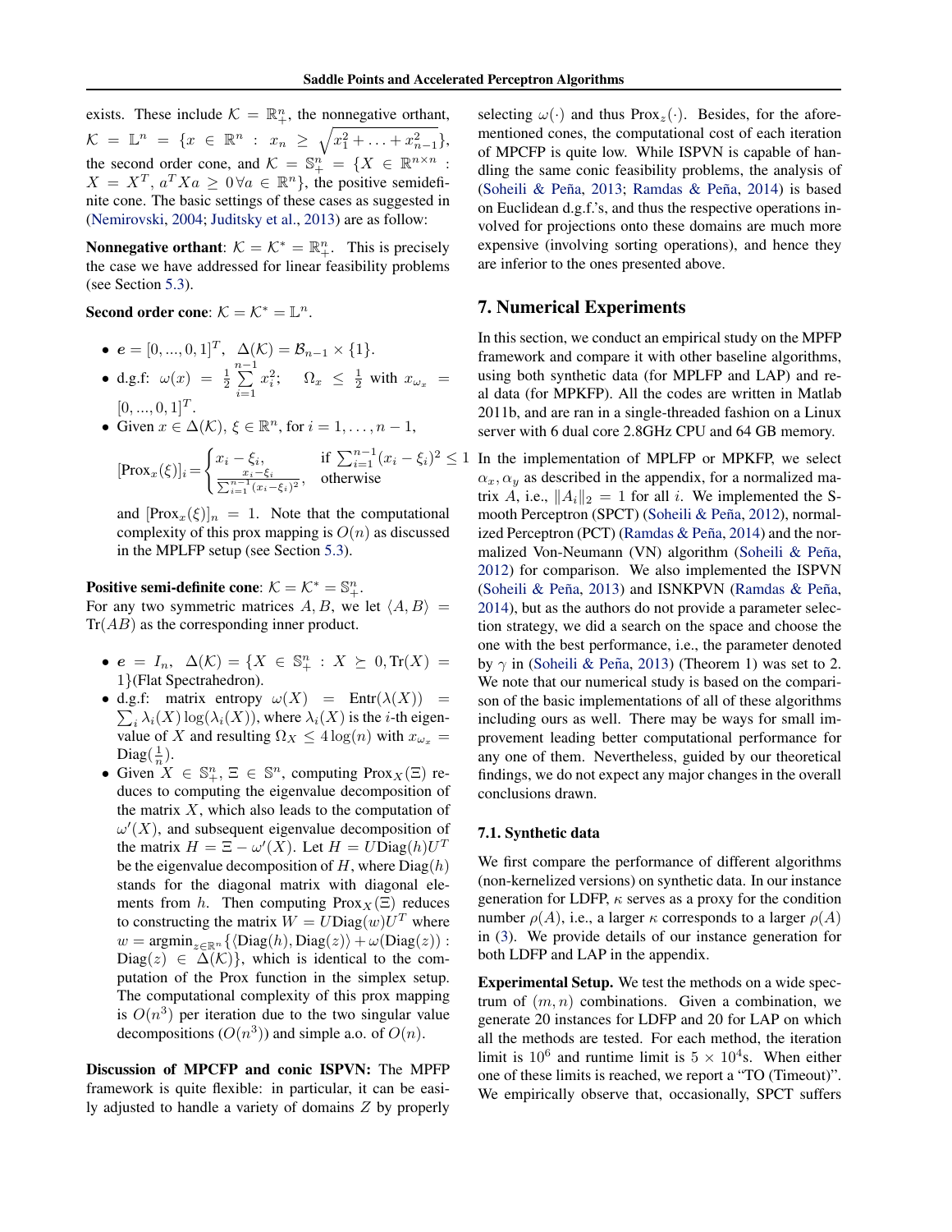exists. These include $\mathcal{K} = \mathbb{R}^n_+$, the nonnegative orthant, $\mathcal{K} = \mathbb{L}^n = \{x \in \mathbb{R}^n : x_n \geq \sqrt{x_1^2 + \ldots + x_{n-1}^2}\}$, the second order cone, and $\mathcal{K} = \mathbb{S}^n_+ = \{X \in \mathbb{R}^{n \times n} : X = X^T, a^T X a \geq 0 \forall a \in \mathbb{R}^n\}$, the positive semidefinite cone. The basic settings of these cases as suggested in (Nemirovski, 2004; Juditsky et al., 2013) are as follow:

**Nonnegative orthant**: $\mathcal{K} = \mathcal{K}^* = \mathbb{R}^n_+$. This is precisely the case we have addressed for linear feasibility problems (see Section 5.3).

**Second order cone**: $\mathcal{K} = \mathcal{K}^* = \mathbb{L}^n$.

- $e = [0, ..., 0, 1]^T$, $\Delta(\mathcal{K}) = \mathcal{B}_{n-1} \times \{1\}$.
- d.g.f: $\omega(x) = \frac{1}{2} \sum_{i=1}^{n-1} x_i^2$; $\Omega_x \leq \frac{1}{2}$ with $x_{\omega_x} = [0, ..., 0, 1]^T$.
- Given $x \in \Delta(\mathcal{K})$, $\xi \in \mathbb{R}^n$, for $i = 1, \ldots, n-1$,

$$[\text{Prox}_x(\xi)]_i = \begin{cases} x_i - \xi_i, & \text{if } \sum_{i=1}^{n-1}(x_i - \xi_i)^2 \leq 1 \\ \frac{x_i - \xi_i}{\sum_{i=1}^{n-1}(x_i - \xi_i)^2}, & \text{otherwise} \end{cases}$$

  and $[\text{Prox}_x(\xi)]_n = 1$. Note that the computational complexity of this prox mapping is $O(n)$ as discussed in the MPLFP setup (see Section 5.3).

**Positive semi-definite cone**: $\mathcal{K} = \mathcal{K}^* = \mathbb{S}^n_+$.
For any two symmetric matrices $A, B$, we let $\langle A, B \rangle = \text{Tr}(AB)$ as the corresponding inner product.

- $e = I_n$, $\Delta(\mathcal{K}) = \{X \in \mathbb{S}^n_+ : X \succeq 0, \text{Tr}(X) = 1\}$(Flat Spectrahedron).
- d.g.f: matrix entropy $\omega(X) = \text{Entr}(\lambda(X)) = \sum_i \lambda_i(X) \log(\lambda_i(X))$, where $\lambda_i(X)$ is the $i$-th eigenvalue of $X$ and resulting $\Omega_X \leq 4 \log(n)$ with $x_{\omega_x} = \text{Diag}(\frac{1}{n})$.
- Given $X \in \mathbb{S}^n_+$, $\Xi \in \mathbb{S}^n$, computing $\text{Prox}_X(\Xi)$ reduces to computing the eigenvalue decomposition of the matrix $X$, which also leads to the computation of $\omega'(X)$, and subsequent eigenvalue decomposition of the matrix $H = \Xi - \omega'(X)$. Let $H = U\text{Diag}(h)U^T$ be the eigenvalue decomposition of $H$, where $\text{Diag}(h)$ stands for the diagonal matrix with diagonal elements from $h$. Then computing $\text{Prox}_X(\Xi)$ reduces to constructing the matrix $W = U\text{Diag}(w)U^T$ where $w = \text{argmin}_{z \in \mathbb{R}^n}\{\langle \text{Diag}(h), \text{Diag}(z) \rangle + \omega(\text{Diag}(z)) : \text{Diag}(z) \in \Delta(\mathcal{K})\}$, which is identical to the computation of the Prox function in the simplex setup. The computational complexity of this prox mapping is $O(n^3)$ per iteration due to the two singular value decompositions ($O(n^3)$) and simple a.o. of $O(n)$.

**Discussion of MPCFP and conic ISPVN:** The MPFP framework is quite flexible: in particular, it can be easily adjusted to handle a variety of domains $Z$ by properly selecting $\omega(\cdot)$ and thus $\text{Prox}_z(\cdot)$. Besides, for the aforementioned cones, the computational cost of each iteration of MPCFP is quite low. While ISPVN is capable of handling the same conic feasibility problems, the analysis of (Soheili & Peña, 2013; Ramdas & Peña, 2014) is based on Euclidean d.g.f.'s, and thus the respective operations involved for projections onto these domains are much more expensive (involving sorting operations), and hence they are inferior to the ones presented above.

## 7. Numerical Experiments

In this section, we conduct an empirical study on the MPFP framework and compare it with other baseline algorithms, using both synthetic data (for MPLFP and LAP) and real data (for MPKFP). All the codes are written in Matlab 2011b, and are ran in a single-threaded fashion on a Linux server with 6 dual core 2.8GHz CPU and 64 GB memory.

In the implementation of MPLFP or MPKFP, we select $\alpha_x, \alpha_y$ as described in the appendix, for a normalized matrix $A$, i.e., $\|A_i\|_2 = 1$ for all $i$. We implemented the Smooth Perceptron (SPCT) (Soheili & Peña, 2012), normalized Perceptron (PCT) (Ramdas & Peña, 2014) and the normalized Von-Neumann (VN) algorithm (Soheili & Peña, 2012) for comparison. We also implemented the ISPVN (Soheili & Peña, 2013) and ISNKPVN (Ramdas & Peña, 2014), but as the authors do not provide a parameter selection strategy, we did a search on the space and choose the one with the best performance, i.e., the parameter denoted by $\gamma$ in (Soheili & Peña, 2013) (Theorem 1) was set to 2. We note that our numerical study is based on the comparison of the basic implementations of all of these algorithms including ours as well. There may be ways for small improvement leading better computational performance for any one of them. Nevertheless, guided by our theoretical findings, we do not expect any major changes in the overall conclusions drawn.

### 7.1. Synthetic data

We first compare the performance of different algorithms (non-kernelized versions) on synthetic data. In our instance generation for LDFP, $\kappa$ serves as a proxy for the condition number $\rho(A)$, i.e., a larger $\kappa$ corresponds to a larger $\rho(A)$ in (3). We provide details of our instance generation for both LDFP and LAP in the appendix.

**Experimental Setup.** We test the methods on a wide spectrum of $(m, n)$ combinations. Given a combination, we generate 20 instances for LDFP and 20 for LAP on which all the methods are tested. For each method, the iteration limit is $10^6$ and runtime limit is $5 \times 10^4$s. When either one of these limits is reached, we report a "TO (Timeout)". We empirically observe that, occasionally, SPCT suffers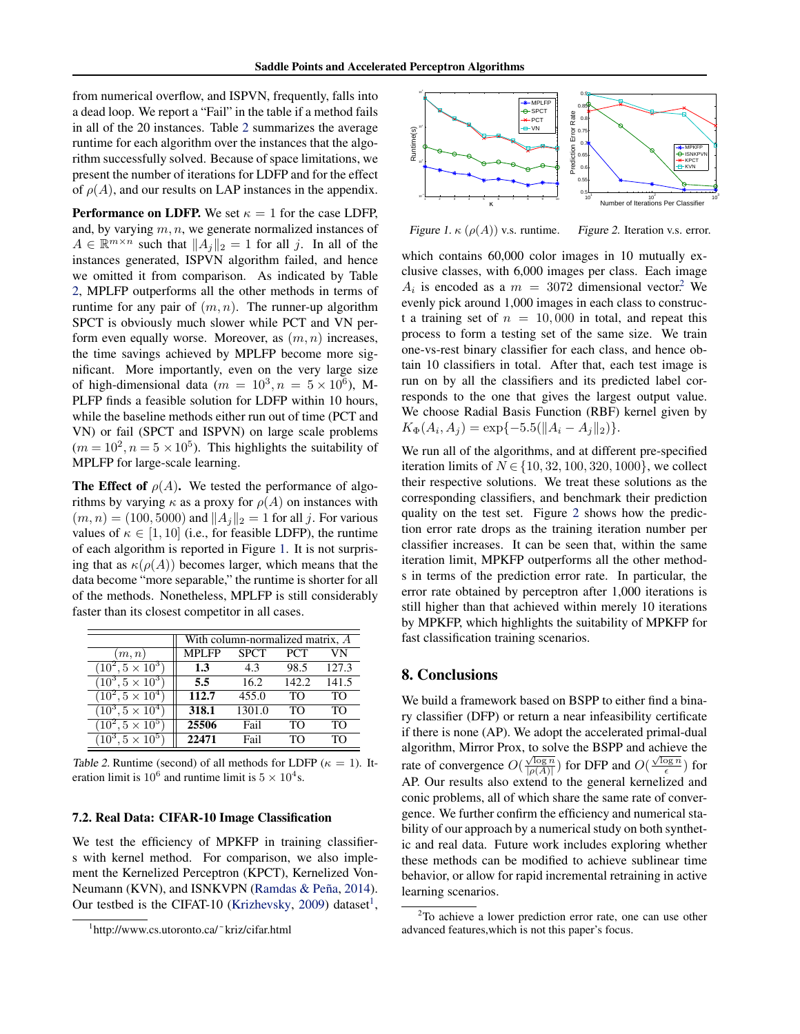from numerical overflow, and ISPVN, frequently, falls into a dead loop. We report a "Fail" in the table if a method fails in all of the 20 instances. Table 2 summarizes the average runtime for each algorithm over the instances that the algorithm successfully solved. Because of space limitations, we present the number of iterations for LDFP and for the effect of $\rho(A)$, and our results on LAP instances in the appendix.

**Performance on LDFP.** We set $\kappa = 1$ for the case LDFP, and, by varying $m, n$, we generate normalized instances of $A \in \mathbb{R}^{m\times n}$ such that $\|A_j\|_2 = 1$ for all $j$. In all of the instances generated, ISPVN algorithm failed, and hence we omitted it from comparison. As indicated by Table 2, MPLFP outperforms all the other methods in terms of runtime for any pair of $(m, n)$. The runner-up algorithm SPCT is obviously much slower while PCT and VN perform even equally worse. Moreover, as $(m, n)$ increases, the time savings achieved by MPLFP become more significant. More importantly, even on the very large size of high-dimensional data ($m = 10^3, n = 5\times 10^6$), MPLFP finds a feasible solution for LDFP within 10 hours, while the baseline methods either run out of time (PCT and VN) or fail (SPCT and ISPVN) on large scale problems ($m = 10^2, n = 5 \times 10^5$). This highlights the suitability of MPLFP for large-scale learning.

**The Effect of $\rho(A)$.** We tested the performance of algorithms by varying $\kappa$ as a proxy for $\rho(A)$ on instances with $(m, n) = (100, 5000)$ and $\|A_j\|_2 = 1$ for all $j$. For various values of $\kappa \in [1, 10]$ (i.e., for feasible LDFP), the runtime of each algorithm is reported in Figure 1. It is not surprising that as $\kappa(\rho(A))$ becomes larger, which means that the data become "more separable", the runtime is shorter for all of the methods. Nonetheless, MPLFP is still considerably faster than its closest competitor in all cases.

| | With column-normalized matrix, $A$ | | | |
|---|---|---|---|---|
| $(m, n)$ | MPLFP | SPCT | PCT | VN |
| $(10^2, 5\times 10^3)$ | **1.3** | 4.3 | 98.5 | 127.3 |
| $(10^3, 5\times 10^3)$ | **5.5** | 16.2 | 142.2 | 141.5 |
| $(10^2, 5\times 10^4)$ | **112.7** | 455.0 | TO | TO |
| $(10^3, 5\times 10^4)$ | **318.1** | 1301.0 | TO | TO |
| $(10^2, 5\times 10^5)$ | **25506** | Fail | TO | TO |
| $(10^3, 5\times 10^5)$ | **22471** | Fail | TO | TO |

*Table 2.* Runtime (second) of all methods for LDFP ($\kappa = 1$). Iteration limit is $10^6$ and runtime limit is $5 \times 10^4$s.

### 7.2. Real Data: CIFAR-10 Image Classification

We test the efficiency of MPKFP in training classifiers with kernel method. For comparison, we also implement the Kernelized Perceptron (KPCT), Kernelized Von-Neumann (KVN), and ISNKVPN (Ramdas & Peña, 2014). Our testbed is the CIFAT-10 (Krizhevsky, 2009) dataset[1], which contains 60,000 color images in 10 mutually exclusive classes, with 6,000 images per class. Each image $A_i$ is encoded as a $m = 3072$ dimensional vector.[2] We evenly pick around 1,000 images in each class to construct a training set of $n = 10,000$ in total, and repeat this process to form a testing set of the same size. We train one-vs-rest binary classifier for each class, and hence obtain 10 classifiers in total. After that, each test image is run on by all the classifiers and its predicted label corresponds to the one that gives the largest output value. We choose Radial Basis Function (RBF) kernel given by $K_\Phi(A_i, A_j) = \exp\{-5.5(\|A_i - A_j\|_2)\}$.

*Figure 1.* $\kappa$ ($\rho(A)$) v.s. runtime.

*Figure 2.* Iteration v.s. error.

We run all of the algorithms, and at different pre-specified iteration limits of $N \in \{10, 32, 100, 320, 1000\}$, we collect their respective solutions. We treat these solutions as the corresponding classifiers, and benchmark their prediction quality on the test set. Figure 2 shows how the prediction error rate drops as the training iteration number per classifier increases. It can be seen that, within the same iteration limit, MPKFP outperforms all the other methods in terms of the prediction error rate. In particular, the error rate obtained by perceptron after 1,000 iterations is still higher than that achieved within merely 10 iterations by MPKFP, which highlights the suitability of MPKFP for fast classification training scenarios.

## 8. Conclusions

We build a framework based on BSPP to either find a binary classifier (DFP) or return a near infeasibility certificate if there is none (AP). We adopt the accelerated primal-dual algorithm, Mirror Prox, to solve the BSPP and achieve the rate of convergence $O(\frac{\sqrt{\log n}}{|\rho(A)|})$ for DFP and $O(\frac{\sqrt{\log n}}{\epsilon})$ for AP. Our results also extend to the general kernelized and conic problems, all of which share the same rate of convergence. We further confirm the efficiency and numerical stability of our approach by a numerical study on both synthetic and real data. Future work includes exploring whether these methods can be modified to achieve sublinear time behavior, or allow for rapid incremental retraining in active learning scenarios.

---

[1] http://www.cs.utoronto.ca/~kriz/cifar.html

[2] To achieve a lower prediction error rate, one can use other advanced features,which is not this paper's focus.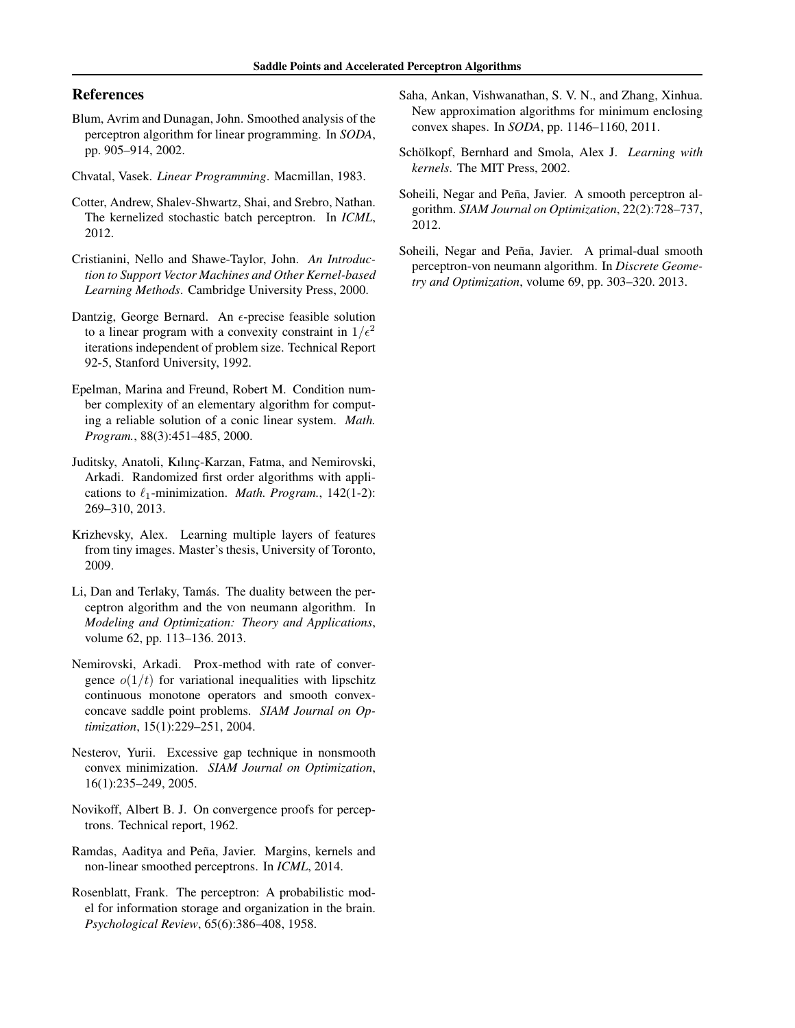## References

Blum, Avrim and Dunagan, John. Smoothed analysis of the perceptron algorithm for linear programming. In *SODA*, pp. 905–914, 2002.

Chvatal, Vasek. *Linear Programming*. Macmillan, 1983.

Cotter, Andrew, Shalev-Shwartz, Shai, and Srebro, Nathan. The kernelized stochastic batch perceptron. In *ICML*, 2012.

Cristianini, Nello and Shawe-Taylor, John. *An Introduction to Support Vector Machines and Other Kernel-based Learning Methods*. Cambridge University Press, 2000.

Dantzig, George Bernard. An $\epsilon$-precise feasible solution to a linear program with a convexity constraint in $1/\epsilon^2$ iterations independent of problem size. Technical Report 92-5, Stanford University, 1992.

Epelman, Marina and Freund, Robert M. Condition number complexity of an elementary algorithm for computing a reliable solution of a conic linear system. *Math. Program.*, 88(3):451–485, 2000.

Juditsky, Anatoli, Kılınç-Karzan, Fatma, and Nemirovski, Arkadi. Randomized first order algorithms with applications to $\ell_1$-minimization. *Math. Program.*, 142(1-2): 269–310, 2013.

Krizhevsky, Alex. Learning multiple layers of features from tiny images. Master's thesis, University of Toronto, 2009.

Li, Dan and Terlaky, Tamás. The duality between the perceptron algorithm and the von neumann algorithm. In *Modeling and Optimization: Theory and Applications*, volume 62, pp. 113–136. 2013.

Nemirovski, Arkadi. Prox-method with rate of convergence $o(1/t)$ for variational inequalities with lipschitz continuous monotone operators and smooth convex-concave saddle point problems. *SIAM Journal on Optimization*, 15(1):229–251, 2004.

Nesterov, Yurii. Excessive gap technique in nonsmooth convex minimization. *SIAM Journal on Optimization*, 16(1):235–249, 2005.

Novikoff, Albert B. J. On convergence proofs for perceptrons. Technical report, 1962.

Ramdas, Aaditya and Peña, Javier. Margins, kernels and non-linear smoothed perceptrons. In *ICML*, 2014.

Rosenblatt, Frank. The perceptron: A probabilistic model for information storage and organization in the brain. *Psychological Review*, 65(6):386–408, 1958.

Saha, Ankan, Vishwanathan, S. V. N., and Zhang, Xinhua. New approximation algorithms for minimum enclosing convex shapes. In *SODA*, pp. 1146–1160, 2011.

Schölkopf, Bernhard and Smola, Alex J. *Learning with kernels*. The MIT Press, 2002.

Soheili, Negar and Peña, Javier. A smooth perceptron algorithm. *SIAM Journal on Optimization*, 22(2):728–737, 2012.

Soheili, Negar and Peña, Javier. A primal-dual smooth perceptron-von neumann algorithm. In *Discrete Geometry and Optimization*, volume 69, pp. 303–320. 2013.